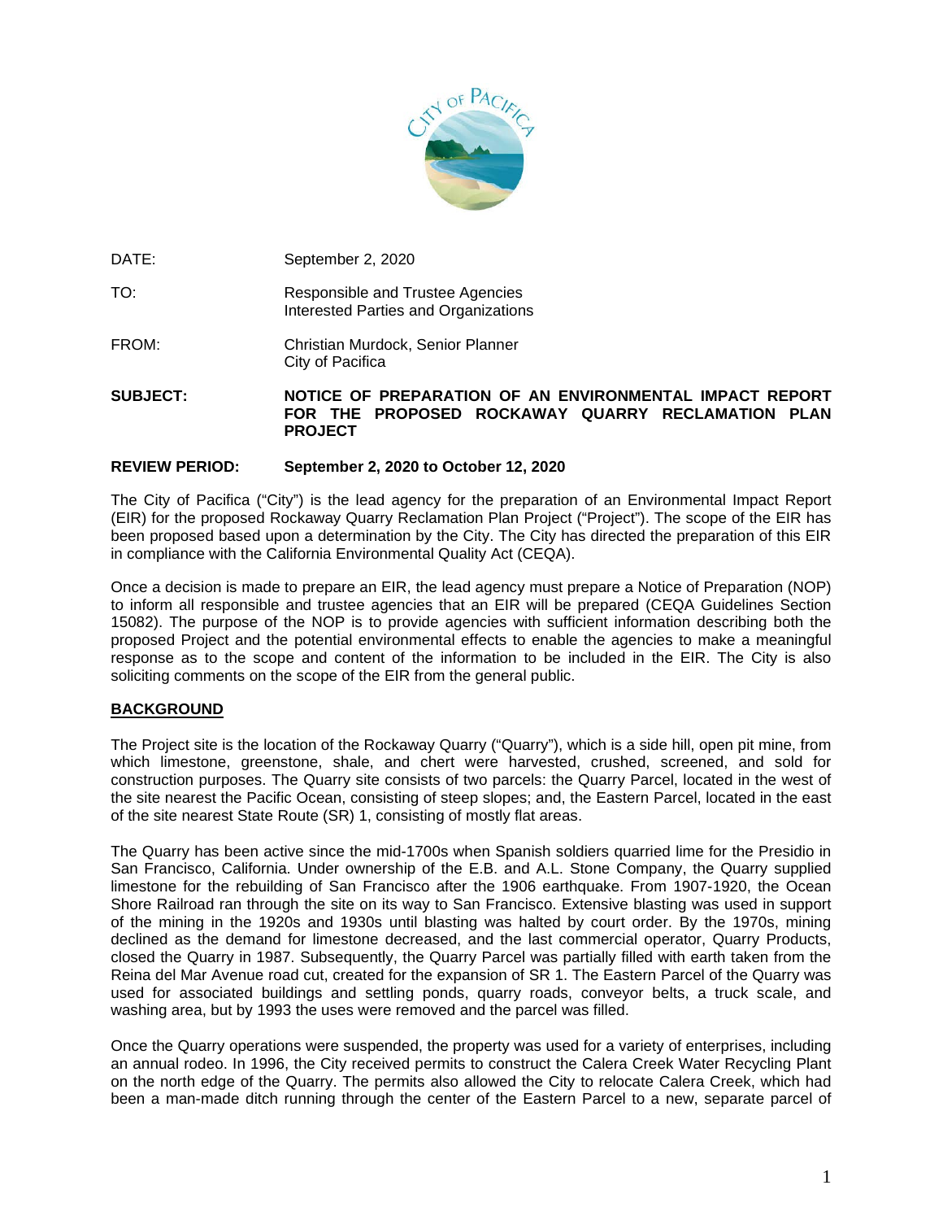DATE: September 2, 2020

TO: Responsible and Trustee Agencies
Interested Parties and Organizations

FROM: Christian Murdock, Senior Planner
City of Pacifica

**SUBJECT: NOTICE OF PREPARATION OF AN ENVIRONMENTAL IMPACT REPORT FOR THE PROPOSED ROCKAWAY QUARRY RECLAMATION PLAN PROJECT**

**REVIEW PERIOD: September 2, 2020 to October 12, 2020**

The City of Pacifica ("City") is the lead agency for the preparation of an Environmental Impact Report (EIR) for the proposed Rockaway Quarry Reclamation Plan Project ("Project"). The scope of the EIR has been proposed based upon a determination by the City. The City has directed the preparation of this EIR in compliance with the California Environmental Quality Act (CEQA).

Once a decision is made to prepare an EIR, the lead agency must prepare a Notice of Preparation (NOP) to inform all responsible and trustee agencies that an EIR will be prepared (CEQA Guidelines Section 15082). The purpose of the NOP is to provide agencies with sufficient information describing both the proposed Project and the potential environmental effects to enable the agencies to make a meaningful response as to the scope and content of the information to be included in the EIR. The City is also soliciting comments on the scope of the EIR from the general public.

## BACKGROUND

The Project site is the location of the Rockaway Quarry ("Quarry"), which is a side hill, open pit mine, from which limestone, greenstone, shale, and chert were harvested, crushed, screened, and sold for construction purposes. The Quarry site consists of two parcels: the Quarry Parcel, located in the west of the site nearest the Pacific Ocean, consisting of steep slopes; and, the Eastern Parcel, located in the east of the site nearest State Route (SR) 1, consisting of mostly flat areas.

The Quarry has been active since the mid-1700s when Spanish soldiers quarried lime for the Presidio in San Francisco, California. Under ownership of the E.B. and A.L. Stone Company, the Quarry supplied limestone for the rebuilding of San Francisco after the 1906 earthquake. From 1907-1920, the Ocean Shore Railroad ran through the site on its way to San Francisco. Extensive blasting was used in support of the mining in the 1920s and 1930s until blasting was halted by court order. By the 1970s, mining declined as the demand for limestone decreased, and the last commercial operator, Quarry Products, closed the Quarry in 1987. Subsequently, the Quarry Parcel was partially filled with earth taken from the Reina del Mar Avenue road cut, created for the expansion of SR 1. The Eastern Parcel of the Quarry was used for associated buildings and settling ponds, quarry roads, conveyor belts, a truck scale, and washing area, but by 1993 the uses were removed and the parcel was filled.

Once the Quarry operations were suspended, the property was used for a variety of enterprises, including an annual rodeo. In 1996, the City received permits to construct the Calera Creek Water Recycling Plant on the north edge of the Quarry. The permits also allowed the City to relocate Calera Creek, which had been a man-made ditch running through the center of the Eastern Parcel to a new, separate parcel of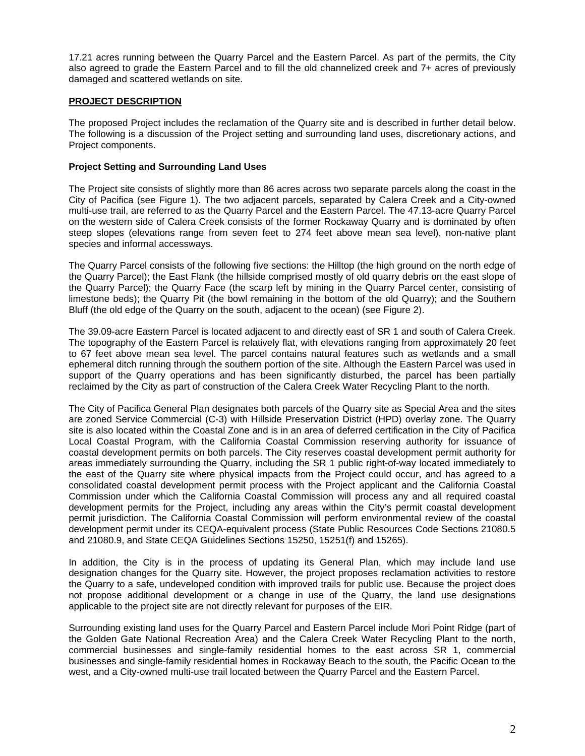17.21 acres running between the Quarry Parcel and the Eastern Parcel. As part of the permits, the City also agreed to grade the Eastern Parcel and to fill the old channelized creek and 7+ acres of previously damaged and scattered wetlands on site.

## PROJECT DESCRIPTION

The proposed Project includes the reclamation of the Quarry site and is described in further detail below. The following is a discussion of the Project setting and surrounding land uses, discretionary actions, and Project components.

### Project Setting and Surrounding Land Uses

The Project site consists of slightly more than 86 acres across two separate parcels along the coast in the City of Pacifica (see Figure 1). The two adjacent parcels, separated by Calera Creek and a City-owned multi-use trail, are referred to as the Quarry Parcel and the Eastern Parcel. The 47.13-acre Quarry Parcel on the western side of Calera Creek consists of the former Rockaway Quarry and is dominated by often steep slopes (elevations range from seven feet to 274 feet above mean sea level), non-native plant species and informal accessways.

The Quarry Parcel consists of the following five sections: the Hilltop (the high ground on the north edge of the Quarry Parcel); the East Flank (the hillside comprised mostly of old quarry debris on the east slope of the Quarry Parcel); the Quarry Face (the scarp left by mining in the Quarry Parcel center, consisting of limestone beds); the Quarry Pit (the bowl remaining in the bottom of the old Quarry); and the Southern Bluff (the old edge of the Quarry on the south, adjacent to the ocean) (see Figure 2).

The 39.09-acre Eastern Parcel is located adjacent to and directly east of SR 1 and south of Calera Creek. The topography of the Eastern Parcel is relatively flat, with elevations ranging from approximately 20 feet to 67 feet above mean sea level. The parcel contains natural features such as wetlands and a small ephemeral ditch running through the southern portion of the site. Although the Eastern Parcel was used in support of the Quarry operations and has been significantly disturbed, the parcel has been partially reclaimed by the City as part of construction of the Calera Creek Water Recycling Plant to the north.

The City of Pacifica General Plan designates both parcels of the Quarry site as Special Area and the sites are zoned Service Commercial (C-3) with Hillside Preservation District (HPD) overlay zone. The Quarry site is also located within the Coastal Zone and is in an area of deferred certification in the City of Pacifica Local Coastal Program, with the California Coastal Commission reserving authority for issuance of coastal development permits on both parcels. The City reserves coastal development permit authority for areas immediately surrounding the Quarry, including the SR 1 public right-of-way located immediately to the east of the Quarry site where physical impacts from the Project could occur, and has agreed to a consolidated coastal development permit process with the Project applicant and the California Coastal Commission under which the California Coastal Commission will process any and all required coastal development permits for the Project, including any areas within the City's permit coastal development permit jurisdiction. The California Coastal Commission will perform environmental review of the coastal development permit under its CEQA-equivalent process (State Public Resources Code Sections 21080.5 and 21080.9, and State CEQA Guidelines Sections 15250, 15251(f) and 15265).

In addition, the City is in the process of updating its General Plan, which may include land use designation changes for the Quarry site. However, the project proposes reclamation activities to restore the Quarry to a safe, undeveloped condition with improved trails for public use. Because the project does not propose additional development or a change in use of the Quarry, the land use designations applicable to the project site are not directly relevant for purposes of the EIR.

Surrounding existing land uses for the Quarry Parcel and Eastern Parcel include Mori Point Ridge (part of the Golden Gate National Recreation Area) and the Calera Creek Water Recycling Plant to the north, commercial businesses and single-family residential homes to the east across SR 1, commercial businesses and single-family residential homes in Rockaway Beach to the south, the Pacific Ocean to the west, and a City-owned multi-use trail located between the Quarry Parcel and the Eastern Parcel.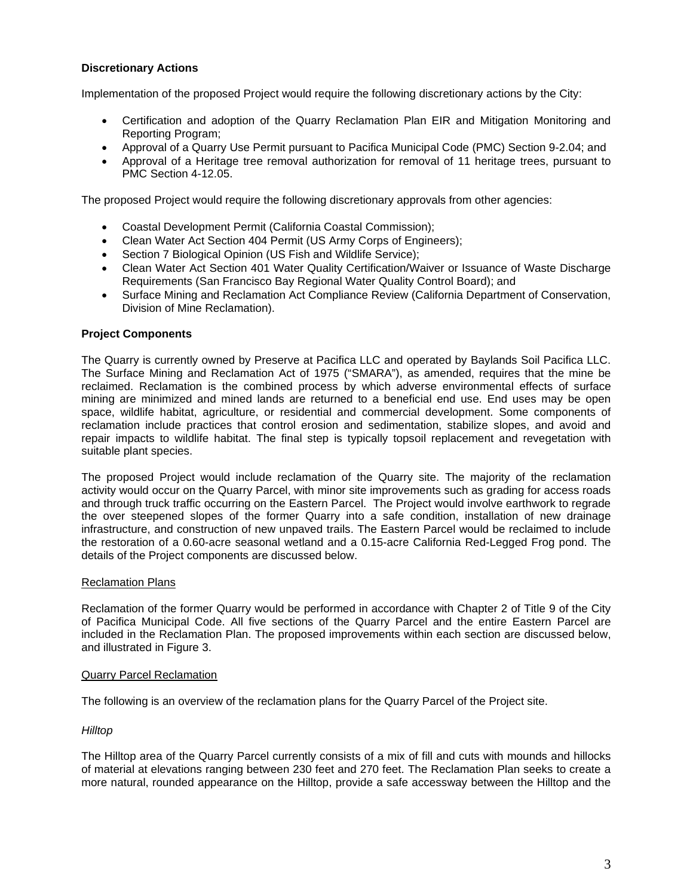**Discretionary Actions**

Implementation of the proposed Project would require the following discretionary actions by the City:

- Certification and adoption of the Quarry Reclamation Plan EIR and Mitigation Monitoring and Reporting Program;
- Approval of a Quarry Use Permit pursuant to Pacifica Municipal Code (PMC) Section 9-2.04; and
- Approval of a Heritage tree removal authorization for removal of 11 heritage trees, pursuant to PMC Section 4-12.05.

The proposed Project would require the following discretionary approvals from other agencies:

- Coastal Development Permit (California Coastal Commission);
- Clean Water Act Section 404 Permit (US Army Corps of Engineers);
- Section 7 Biological Opinion (US Fish and Wildlife Service);
- Clean Water Act Section 401 Water Quality Certification/Waiver or Issuance of Waste Discharge Requirements (San Francisco Bay Regional Water Quality Control Board); and
- Surface Mining and Reclamation Act Compliance Review (California Department of Conservation, Division of Mine Reclamation).

**Project Components**

The Quarry is currently owned by Preserve at Pacifica LLC and operated by Baylands Soil Pacifica LLC. The Surface Mining and Reclamation Act of 1975 ("SMARA"), as amended, requires that the mine be reclaimed. Reclamation is the combined process by which adverse environmental effects of surface mining are minimized and mined lands are returned to a beneficial end use. End uses may be open space, wildlife habitat, agriculture, or residential and commercial development. Some components of reclamation include practices that control erosion and sedimentation, stabilize slopes, and avoid and repair impacts to wildlife habitat. The final step is typically topsoil replacement and revegetation with suitable plant species.

The proposed Project would include reclamation of the Quarry site. The majority of the reclamation activity would occur on the Quarry Parcel, with minor site improvements such as grading for access roads and through truck traffic occurring on the Eastern Parcel. The Project would involve earthwork to regrade the over steepened slopes of the former Quarry into a safe condition, installation of new drainage infrastructure, and construction of new unpaved trails. The Eastern Parcel would be reclaimed to include the restoration of a 0.60-acre seasonal wetland and a 0.15-acre California Red-Legged Frog pond. The details of the Project components are discussed below.

<u>Reclamation Plans</u>

Reclamation of the former Quarry would be performed in accordance with Chapter 2 of Title 9 of the City of Pacifica Municipal Code. All five sections of the Quarry Parcel and the entire Eastern Parcel are included in the Reclamation Plan. The proposed improvements within each section are discussed below, and illustrated in Figure 3.

<u>Quarry Parcel Reclamation</u>

The following is an overview of the reclamation plans for the Quarry Parcel of the Project site.

*Hilltop*

The Hilltop area of the Quarry Parcel currently consists of a mix of fill and cuts with mounds and hillocks of material at elevations ranging between 230 feet and 270 feet. The Reclamation Plan seeks to create a more natural, rounded appearance on the Hilltop, provide a safe accessway between the Hilltop and the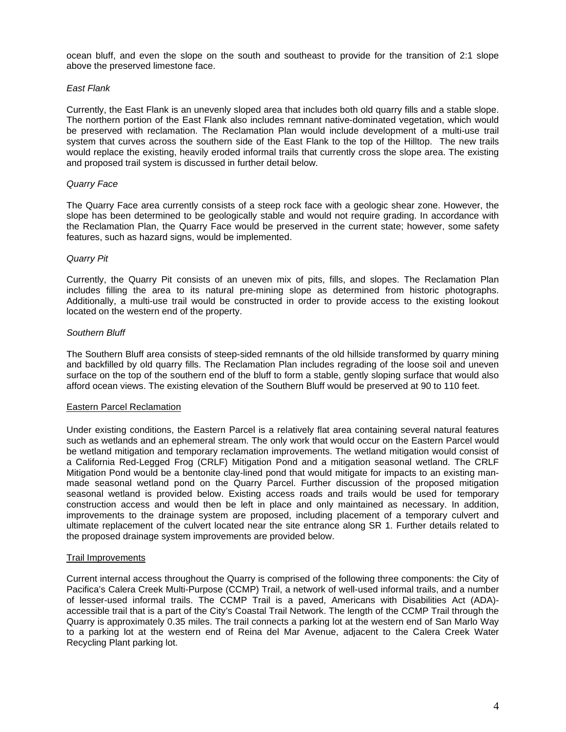ocean bluff, and even the slope on the south and southeast to provide for the transition of 2:1 slope above the preserved limestone face.

*East Flank*

Currently, the East Flank is an unevenly sloped area that includes both old quarry fills and a stable slope. The northern portion of the East Flank also includes remnant native-dominated vegetation, which would be preserved with reclamation. The Reclamation Plan would include development of a multi-use trail system that curves across the southern side of the East Flank to the top of the Hilltop. The new trails would replace the existing, heavily eroded informal trails that currently cross the slope area. The existing and proposed trail system is discussed in further detail below.

*Quarry Face*

The Quarry Face area currently consists of a steep rock face with a geologic shear zone. However, the slope has been determined to be geologically stable and would not require grading. In accordance with the Reclamation Plan, the Quarry Face would be preserved in the current state; however, some safety features, such as hazard signs, would be implemented.

*Quarry Pit*

Currently, the Quarry Pit consists of an uneven mix of pits, fills, and slopes. The Reclamation Plan includes filling the area to its natural pre-mining slope as determined from historic photographs. Additionally, a multi-use trail would be constructed in order to provide access to the existing lookout located on the western end of the property.

*Southern Bluff*

The Southern Bluff area consists of steep-sided remnants of the old hillside transformed by quarry mining and backfilled by old quarry fills. The Reclamation Plan includes regrading of the loose soil and uneven surface on the top of the southern end of the bluff to form a stable, gently sloping surface that would also afford ocean views. The existing elevation of the Southern Bluff would be preserved at 90 to 110 feet.

Eastern Parcel Reclamation

Under existing conditions, the Eastern Parcel is a relatively flat area containing several natural features such as wetlands and an ephemeral stream. The only work that would occur on the Eastern Parcel would be wetland mitigation and temporary reclamation improvements. The wetland mitigation would consist of a California Red-Legged Frog (CRLF) Mitigation Pond and a mitigation seasonal wetland. The CRLF Mitigation Pond would be a bentonite clay-lined pond that would mitigate for impacts to an existing man-made seasonal wetland pond on the Quarry Parcel. Further discussion of the proposed mitigation seasonal wetland is provided below. Existing access roads and trails would be used for temporary construction access and would then be left in place and only maintained as necessary. In addition, improvements to the drainage system are proposed, including placement of a temporary culvert and ultimate replacement of the culvert located near the site entrance along SR 1. Further details related to the proposed drainage system improvements are provided below.

Trail Improvements

Current internal access throughout the Quarry is comprised of the following three components: the City of Pacifica's Calera Creek Multi-Purpose (CCMP) Trail, a network of well-used informal trails, and a number of lesser-used informal trails. The CCMP Trail is a paved, Americans with Disabilities Act (ADA)-accessible trail that is a part of the City's Coastal Trail Network. The length of the CCMP Trail through the Quarry is approximately 0.35 miles. The trail connects a parking lot at the western end of San Marlo Way to a parking lot at the western end of Reina del Mar Avenue, adjacent to the Calera Creek Water Recycling Plant parking lot.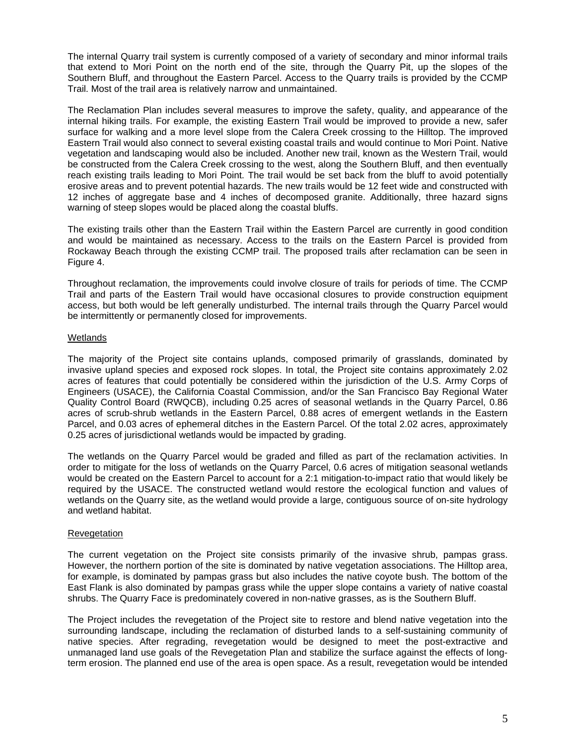The internal Quarry trail system is currently composed of a variety of secondary and minor informal trails that extend to Mori Point on the north end of the site, through the Quarry Pit, up the slopes of the Southern Bluff, and throughout the Eastern Parcel. Access to the Quarry trails is provided by the CCMP Trail. Most of the trail area is relatively narrow and unmaintained.

The Reclamation Plan includes several measures to improve the safety, quality, and appearance of the internal hiking trails. For example, the existing Eastern Trail would be improved to provide a new, safer surface for walking and a more level slope from the Calera Creek crossing to the Hilltop. The improved Eastern Trail would also connect to several existing coastal trails and would continue to Mori Point. Native vegetation and landscaping would also be included. Another new trail, known as the Western Trail, would be constructed from the Calera Creek crossing to the west, along the Southern Bluff, and then eventually reach existing trails leading to Mori Point. The trail would be set back from the bluff to avoid potentially erosive areas and to prevent potential hazards. The new trails would be 12 feet wide and constructed with 12 inches of aggregate base and 4 inches of decomposed granite. Additionally, three hazard signs warning of steep slopes would be placed along the coastal bluffs.

The existing trails other than the Eastern Trail within the Eastern Parcel are currently in good condition and would be maintained as necessary. Access to the trails on the Eastern Parcel is provided from Rockaway Beach through the existing CCMP trail. The proposed trails after reclamation can be seen in Figure 4.

Throughout reclamation, the improvements could involve closure of trails for periods of time. The CCMP Trail and parts of the Eastern Trail would have occasional closures to provide construction equipment access, but both would be left generally undisturbed. The internal trails through the Quarry Parcel would be intermittently or permanently closed for improvements.

## Wetlands

The majority of the Project site contains uplands, composed primarily of grasslands, dominated by invasive upland species and exposed rock slopes. In total, the Project site contains approximately 2.02 acres of features that could potentially be considered within the jurisdiction of the U.S. Army Corps of Engineers (USACE), the California Coastal Commission, and/or the San Francisco Bay Regional Water Quality Control Board (RWQCB), including 0.25 acres of seasonal wetlands in the Quarry Parcel, 0.86 acres of scrub-shrub wetlands in the Eastern Parcel, 0.88 acres of emergent wetlands in the Eastern Parcel, and 0.03 acres of ephemeral ditches in the Eastern Parcel. Of the total 2.02 acres, approximately 0.25 acres of jurisdictional wetlands would be impacted by grading.

The wetlands on the Quarry Parcel would be graded and filled as part of the reclamation activities. In order to mitigate for the loss of wetlands on the Quarry Parcel, 0.6 acres of mitigation seasonal wetlands would be created on the Eastern Parcel to account for a 2:1 mitigation-to-impact ratio that would likely be required by the USACE. The constructed wetland would restore the ecological function and values of wetlands on the Quarry site, as the wetland would provide a large, contiguous source of on-site hydrology and wetland habitat.

## Revegetation

The current vegetation on the Project site consists primarily of the invasive shrub, pampas grass. However, the northern portion of the site is dominated by native vegetation associations. The Hilltop area, for example, is dominated by pampas grass but also includes the native coyote bush. The bottom of the East Flank is also dominated by pampas grass while the upper slope contains a variety of native coastal shrubs. The Quarry Face is predominately covered in non-native grasses, as is the Southern Bluff.

The Project includes the revegetation of the Project site to restore and blend native vegetation into the surrounding landscape, including the reclamation of disturbed lands to a self-sustaining community of native species. After regrading, revegetation would be designed to meet the post-extractive and unmanaged land use goals of the Revegetation Plan and stabilize the surface against the effects of long-term erosion. The planned end use of the area is open space. As a result, revegetation would be intended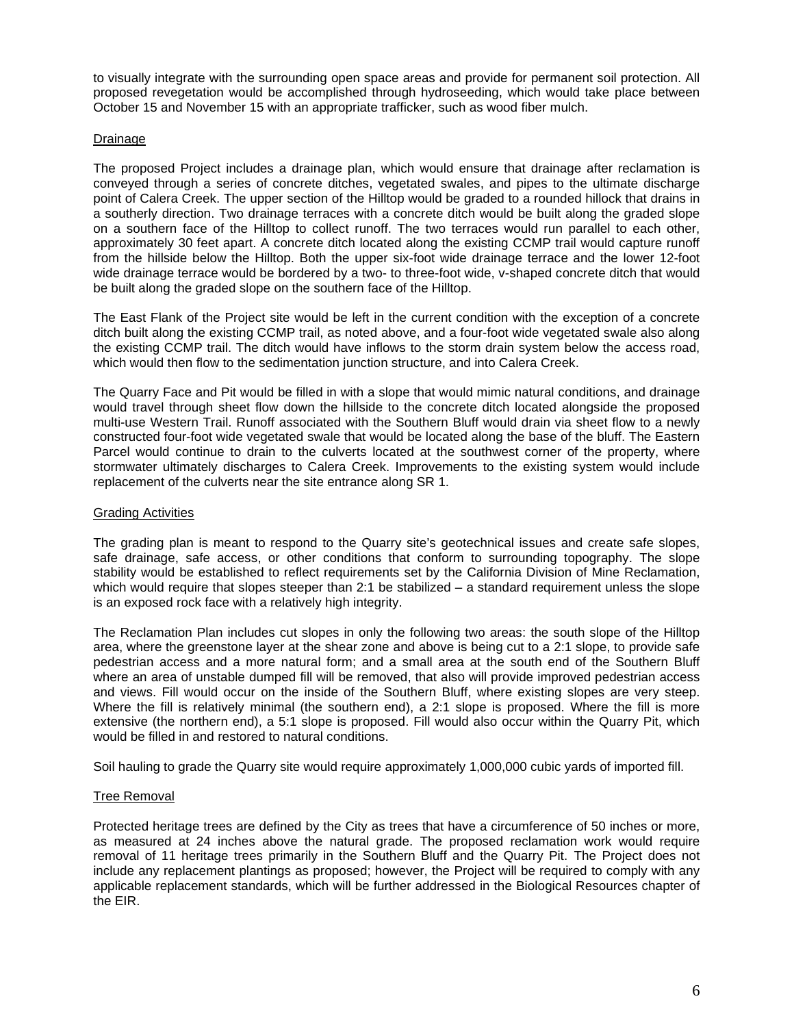to visually integrate with the surrounding open space areas and provide for permanent soil protection. All proposed revegetation would be accomplished through hydroseeding, which would take place between October 15 and November 15 with an appropriate trafficker, such as wood fiber mulch.

### Drainage

The proposed Project includes a drainage plan, which would ensure that drainage after reclamation is conveyed through a series of concrete ditches, vegetated swales, and pipes to the ultimate discharge point of Calera Creek. The upper section of the Hilltop would be graded to a rounded hillock that drains in a southerly direction. Two drainage terraces with a concrete ditch would be built along the graded slope on a southern face of the Hilltop to collect runoff. The two terraces would run parallel to each other, approximately 30 feet apart. A concrete ditch located along the existing CCMP trail would capture runoff from the hillside below the Hilltop. Both the upper six-foot wide drainage terrace and the lower 12-foot wide drainage terrace would be bordered by a two- to three-foot wide, v-shaped concrete ditch that would be built along the graded slope on the southern face of the Hilltop.

The East Flank of the Project site would be left in the current condition with the exception of a concrete ditch built along the existing CCMP trail, as noted above, and a four-foot wide vegetated swale also along the existing CCMP trail. The ditch would have inflows to the storm drain system below the access road, which would then flow to the sedimentation junction structure, and into Calera Creek.

The Quarry Face and Pit would be filled in with a slope that would mimic natural conditions, and drainage would travel through sheet flow down the hillside to the concrete ditch located alongside the proposed multi-use Western Trail. Runoff associated with the Southern Bluff would drain via sheet flow to a newly constructed four-foot wide vegetated swale that would be located along the base of the bluff. The Eastern Parcel would continue to drain to the culverts located at the southwest corner of the property, where stormwater ultimately discharges to Calera Creek. Improvements to the existing system would include replacement of the culverts near the site entrance along SR 1.

### Grading Activities

The grading plan is meant to respond to the Quarry site's geotechnical issues and create safe slopes, safe drainage, safe access, or other conditions that conform to surrounding topography. The slope stability would be established to reflect requirements set by the California Division of Mine Reclamation, which would require that slopes steeper than 2:1 be stabilized – a standard requirement unless the slope is an exposed rock face with a relatively high integrity.

The Reclamation Plan includes cut slopes in only the following two areas: the south slope of the Hilltop area, where the greenstone layer at the shear zone and above is being cut to a 2:1 slope, to provide safe pedestrian access and a more natural form; and a small area at the south end of the Southern Bluff where an area of unstable dumped fill will be removed, that also will provide improved pedestrian access and views. Fill would occur on the inside of the Southern Bluff, where existing slopes are very steep. Where the fill is relatively minimal (the southern end), a 2:1 slope is proposed. Where the fill is more extensive (the northern end), a 5:1 slope is proposed. Fill would also occur within the Quarry Pit, which would be filled in and restored to natural conditions.

Soil hauling to grade the Quarry site would require approximately 1,000,000 cubic yards of imported fill.

### Tree Removal

Protected heritage trees are defined by the City as trees that have a circumference of 50 inches or more, as measured at 24 inches above the natural grade. The proposed reclamation work would require removal of 11 heritage trees primarily in the Southern Bluff and the Quarry Pit. The Project does not include any replacement plantings as proposed; however, the Project will be required to comply with any applicable replacement standards, which will be further addressed in the Biological Resources chapter of the EIR.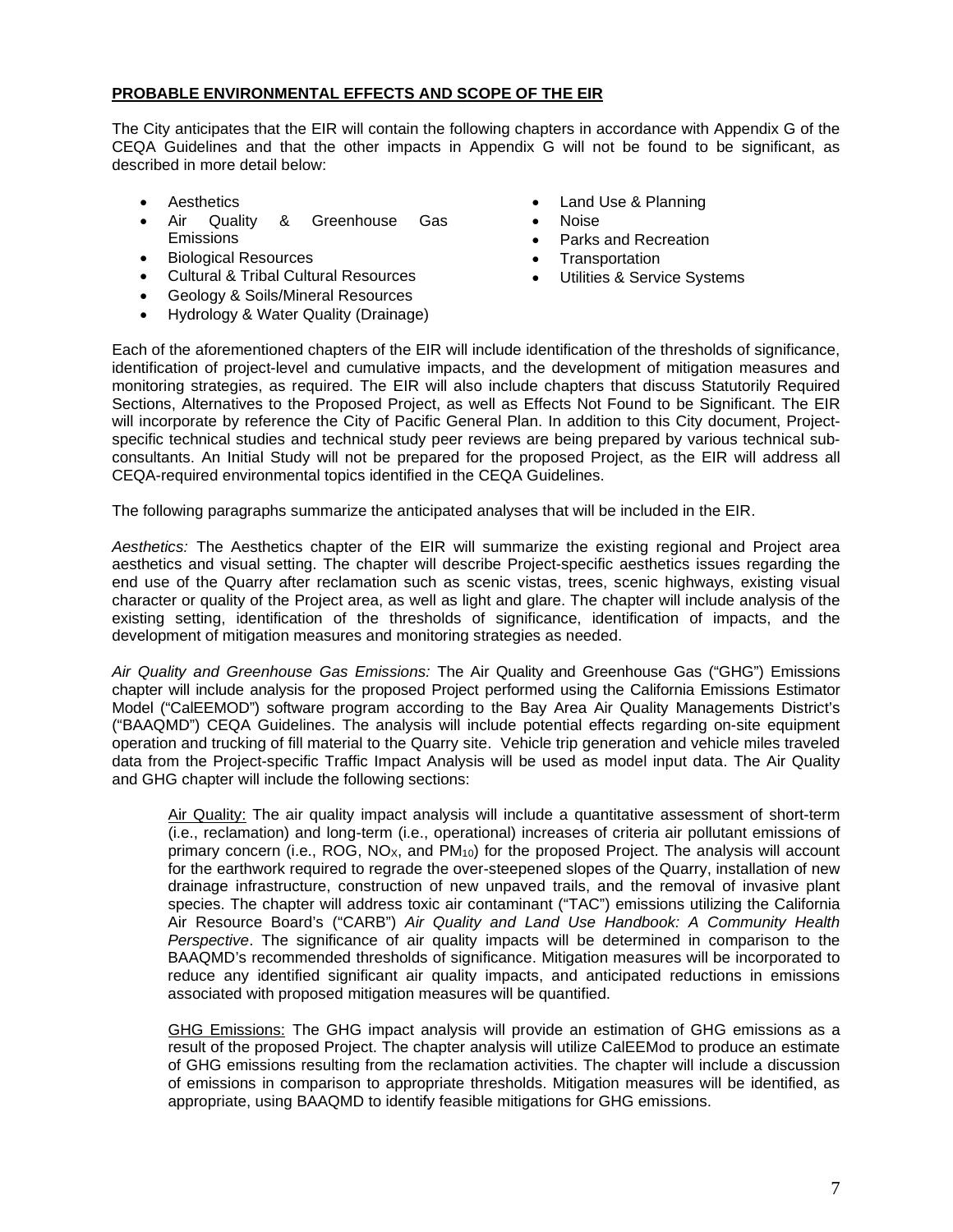**PROBABLE ENVIRONMENTAL EFFECTS AND SCOPE OF THE EIR**

The City anticipates that the EIR will contain the following chapters in accordance with Appendix G of the CEQA Guidelines and that the other impacts in Appendix G will not be found to be significant, as described in more detail below:

- Aesthetics
- Air Quality & Greenhouse Gas Emissions
- Biological Resources
- Cultural & Tribal Cultural Resources
- Geology & Soils/Mineral Resources
- Hydrology & Water Quality (Drainage)
- Land Use & Planning
- Noise
- Parks and Recreation
- Transportation
- Utilities & Service Systems

Each of the aforementioned chapters of the EIR will include identification of the thresholds of significance, identification of project-level and cumulative impacts, and the development of mitigation measures and monitoring strategies, as required. The EIR will also include chapters that discuss Statutorily Required Sections, Alternatives to the Proposed Project, as well as Effects Not Found to be Significant. The EIR will incorporate by reference the City of Pacific General Plan. In addition to this City document, Project-specific technical studies and technical study peer reviews are being prepared by various technical sub-consultants. An Initial Study will not be prepared for the proposed Project, as the EIR will address all CEQA-required environmental topics identified in the CEQA Guidelines.

The following paragraphs summarize the anticipated analyses that will be included in the EIR.

*Aesthetics:* The Aesthetics chapter of the EIR will summarize the existing regional and Project area aesthetics and visual setting. The chapter will describe Project-specific aesthetics issues regarding the end use of the Quarry after reclamation such as scenic vistas, trees, scenic highways, existing visual character or quality of the Project area, as well as light and glare. The chapter will include analysis of the existing setting, identification of the thresholds of significance, identification of impacts, and the development of mitigation measures and monitoring strategies as needed.

*Air Quality and Greenhouse Gas Emissions:* The Air Quality and Greenhouse Gas ("GHG") Emissions chapter will include analysis for the proposed Project performed using the California Emissions Estimator Model ("CalEEMOD") software program according to the Bay Area Air Quality Managements District's ("BAAQMD") CEQA Guidelines. The analysis will include potential effects regarding on-site equipment operation and trucking of fill material to the Quarry site. Vehicle trip generation and vehicle miles traveled data from the Project-specific Traffic Impact Analysis will be used as model input data. The Air Quality and GHG chapter will include the following sections:

Air Quality: The air quality impact analysis will include a quantitative assessment of short-term (i.e., reclamation) and long-term (i.e., operational) increases of criteria air pollutant emissions of primary concern (i.e., ROG, $NO_X$, and $PM_{10}$) for the proposed Project. The analysis will account for the earthwork required to regrade the over-steepened slopes of the Quarry, installation of new drainage infrastructure, construction of new unpaved trails, and the removal of invasive plant species. The chapter will address toxic air contaminant ("TAC") emissions utilizing the California Air Resource Board's ("CARB") *Air Quality and Land Use Handbook: A Community Health Perspective*. The significance of air quality impacts will be determined in comparison to the BAAQMD's recommended thresholds of significance. Mitigation measures will be incorporated to reduce any identified significant air quality impacts, and anticipated reductions in emissions associated with proposed mitigation measures will be quantified.

GHG Emissions: The GHG impact analysis will provide an estimation of GHG emissions as a result of the proposed Project. The chapter analysis will utilize CalEEMod to produce an estimate of GHG emissions resulting from the reclamation activities. The chapter will include a discussion of emissions in comparison to appropriate thresholds. Mitigation measures will be identified, as appropriate, using BAAQMD to identify feasible mitigations for GHG emissions.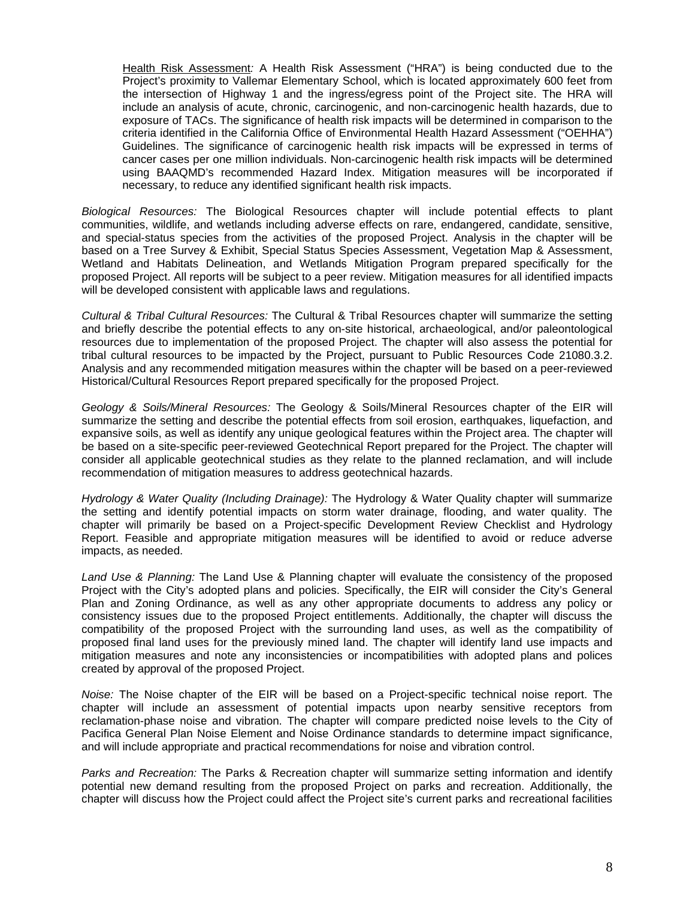<u>Health Risk Assessment</u>*:* A Health Risk Assessment ("HRA") is being conducted due to the Project's proximity to Vallemar Elementary School, which is located approximately 600 feet from the intersection of Highway 1 and the ingress/egress point of the Project site. The HRA will include an analysis of acute, chronic, carcinogenic, and non-carcinogenic health hazards, due to exposure of TACs. The significance of health risk impacts will be determined in comparison to the criteria identified in the California Office of Environmental Health Hazard Assessment ("OEHHA") Guidelines. The significance of carcinogenic health risk impacts will be expressed in terms of cancer cases per one million individuals. Non-carcinogenic health risk impacts will be determined using BAAQMD's recommended Hazard Index. Mitigation measures will be incorporated if necessary, to reduce any identified significant health risk impacts.

*Biological Resources:* The Biological Resources chapter will include potential effects to plant communities, wildlife, and wetlands including adverse effects on rare, endangered, candidate, sensitive, and special-status species from the activities of the proposed Project. Analysis in the chapter will be based on a Tree Survey & Exhibit, Special Status Species Assessment, Vegetation Map & Assessment, Wetland and Habitats Delineation, and Wetlands Mitigation Program prepared specifically for the proposed Project. All reports will be subject to a peer review. Mitigation measures for all identified impacts will be developed consistent with applicable laws and regulations.

*Cultural & Tribal Cultural Resources:* The Cultural & Tribal Resources chapter will summarize the setting and briefly describe the potential effects to any on-site historical, archaeological, and/or paleontological resources due to implementation of the proposed Project. The chapter will also assess the potential for tribal cultural resources to be impacted by the Project, pursuant to Public Resources Code 21080.3.2. Analysis and any recommended mitigation measures within the chapter will be based on a peer-reviewed Historical/Cultural Resources Report prepared specifically for the proposed Project.

*Geology & Soils/Mineral Resources:* The Geology & Soils/Mineral Resources chapter of the EIR will summarize the setting and describe the potential effects from soil erosion, earthquakes, liquefaction, and expansive soils, as well as identify any unique geological features within the Project area. The chapter will be based on a site-specific peer-reviewed Geotechnical Report prepared for the Project. The chapter will consider all applicable geotechnical studies as they relate to the planned reclamation, and will include recommendation of mitigation measures to address geotechnical hazards.

*Hydrology & Water Quality (Including Drainage):* The Hydrology & Water Quality chapter will summarize the setting and identify potential impacts on storm water drainage, flooding, and water quality. The chapter will primarily be based on a Project-specific Development Review Checklist and Hydrology Report. Feasible and appropriate mitigation measures will be identified to avoid or reduce adverse impacts, as needed.

*Land Use & Planning:* The Land Use & Planning chapter will evaluate the consistency of the proposed Project with the City's adopted plans and policies. Specifically, the EIR will consider the City's General Plan and Zoning Ordinance, as well as any other appropriate documents to address any policy or consistency issues due to the proposed Project entitlements. Additionally, the chapter will discuss the compatibility of the proposed Project with the surrounding land uses, as well as the compatibility of proposed final land uses for the previously mined land. The chapter will identify land use impacts and mitigation measures and note any inconsistencies or incompatibilities with adopted plans and polices created by approval of the proposed Project.

*Noise:* The Noise chapter of the EIR will be based on a Project-specific technical noise report. The chapter will include an assessment of potential impacts upon nearby sensitive receptors from reclamation-phase noise and vibration. The chapter will compare predicted noise levels to the City of Pacifica General Plan Noise Element and Noise Ordinance standards to determine impact significance, and will include appropriate and practical recommendations for noise and vibration control.

*Parks and Recreation:* The Parks & Recreation chapter will summarize setting information and identify potential new demand resulting from the proposed Project on parks and recreation. Additionally, the chapter will discuss how the Project could affect the Project site's current parks and recreational facilities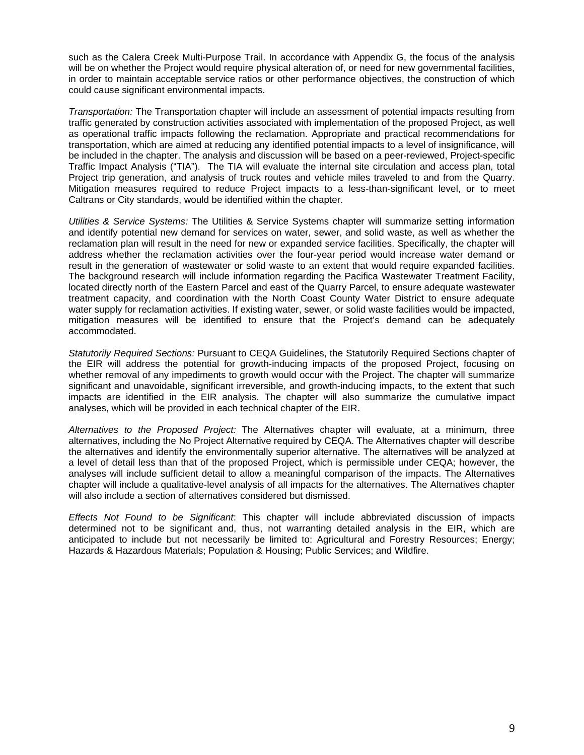such as the Calera Creek Multi-Purpose Trail. In accordance with Appendix G, the focus of the analysis will be on whether the Project would require physical alteration of, or need for new governmental facilities, in order to maintain acceptable service ratios or other performance objectives, the construction of which could cause significant environmental impacts.

*Transportation:* The Transportation chapter will include an assessment of potential impacts resulting from traffic generated by construction activities associated with implementation of the proposed Project, as well as operational traffic impacts following the reclamation. Appropriate and practical recommendations for transportation, which are aimed at reducing any identified potential impacts to a level of insignificance, will be included in the chapter. The analysis and discussion will be based on a peer-reviewed, Project-specific Traffic Impact Analysis ("TIA"). The TIA will evaluate the internal site circulation and access plan, total Project trip generation, and analysis of truck routes and vehicle miles traveled to and from the Quarry. Mitigation measures required to reduce Project impacts to a less-than-significant level, or to meet Caltrans or City standards, would be identified within the chapter.

*Utilities & Service Systems:* The Utilities & Service Systems chapter will summarize setting information and identify potential new demand for services on water, sewer, and solid waste, as well as whether the reclamation plan will result in the need for new or expanded service facilities. Specifically, the chapter will address whether the reclamation activities over the four-year period would increase water demand or result in the generation of wastewater or solid waste to an extent that would require expanded facilities. The background research will include information regarding the Pacifica Wastewater Treatment Facility, located directly north of the Eastern Parcel and east of the Quarry Parcel, to ensure adequate wastewater treatment capacity, and coordination with the North Coast County Water District to ensure adequate water supply for reclamation activities. If existing water, sewer, or solid waste facilities would be impacted, mitigation measures will be identified to ensure that the Project's demand can be adequately accommodated.

*Statutorily Required Sections:* Pursuant to CEQA Guidelines, the Statutorily Required Sections chapter of the EIR will address the potential for growth-inducing impacts of the proposed Project, focusing on whether removal of any impediments to growth would occur with the Project. The chapter will summarize significant and unavoidable, significant irreversible, and growth-inducing impacts, to the extent that such impacts are identified in the EIR analysis. The chapter will also summarize the cumulative impact analyses, which will be provided in each technical chapter of the EIR.

*Alternatives to the Proposed Project:* The Alternatives chapter will evaluate, at a minimum, three alternatives, including the No Project Alternative required by CEQA. The Alternatives chapter will describe the alternatives and identify the environmentally superior alternative. The alternatives will be analyzed at a level of detail less than that of the proposed Project, which is permissible under CEQA; however, the analyses will include sufficient detail to allow a meaningful comparison of the impacts. The Alternatives chapter will include a qualitative-level analysis of all impacts for the alternatives. The Alternatives chapter will also include a section of alternatives considered but dismissed.

*Effects Not Found to be Significant*: This chapter will include abbreviated discussion of impacts determined not to be significant and, thus, not warranting detailed analysis in the EIR, which are anticipated to include but not necessarily be limited to: Agricultural and Forestry Resources; Energy; Hazards & Hazardous Materials; Population & Housing; Public Services; and Wildfire.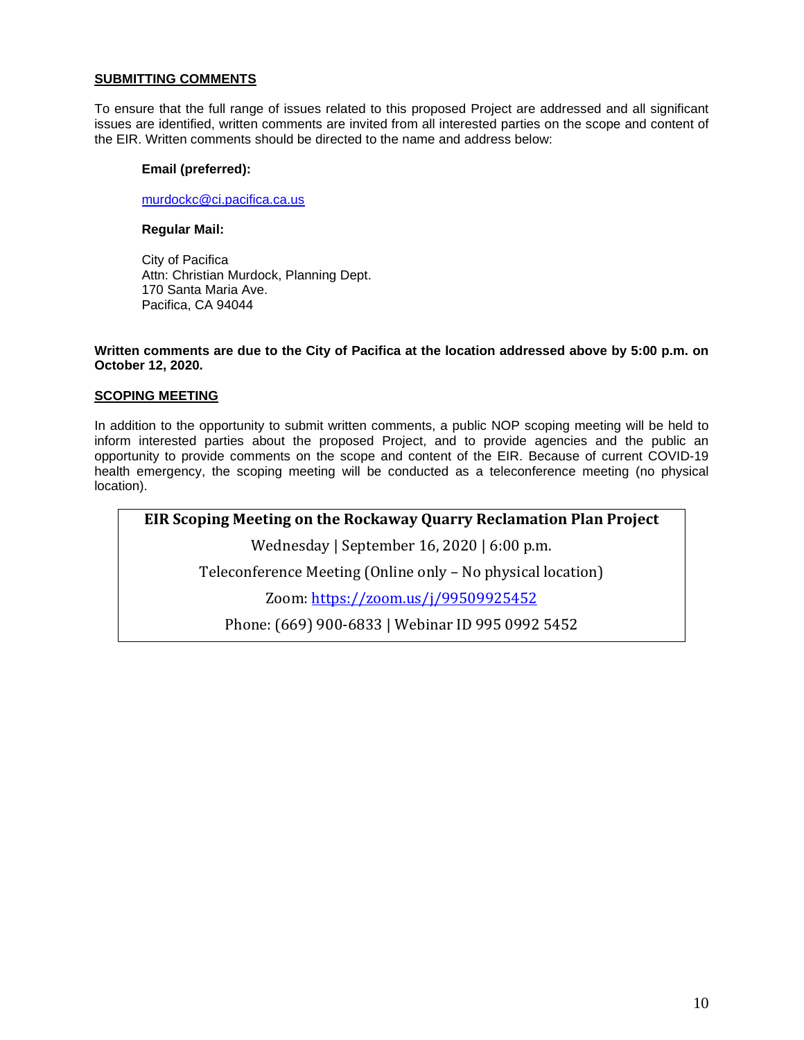## SUBMITTING COMMENTS

To ensure that the full range of issues related to this proposed Project are addressed and all significant issues are identified, written comments are invited from all interested parties on the scope and content of the EIR. Written comments should be directed to the name and address below:

**Email (preferred):**

murdockc@ci.pacifica.ca.us

**Regular Mail:**

City of Pacifica
Attn: Christian Murdock, Planning Dept.
170 Santa Maria Ave.
Pacifica, CA 94044

**Written comments are due to the City of Pacifica at the location addressed above by 5:00 p.m. on October 12, 2020.**

## SCOPING MEETING

In addition to the opportunity to submit written comments, a public NOP scoping meeting will be held to inform interested parties about the proposed Project, and to provide agencies and the public an opportunity to provide comments on the scope and content of the EIR. Because of current COVID-19 health emergency, the scoping meeting will be conducted as a teleconference meeting (no physical location).

**EIR Scoping Meeting on the Rockaway Quarry Reclamation Plan Project**

Wednesday | September 16, 2020 | 6:00 p.m.

Teleconference Meeting (Online only – No physical location)

Zoom: https://zoom.us/j/99509925452

Phone: (669) 900-6833 | Webinar ID 995 0992 5452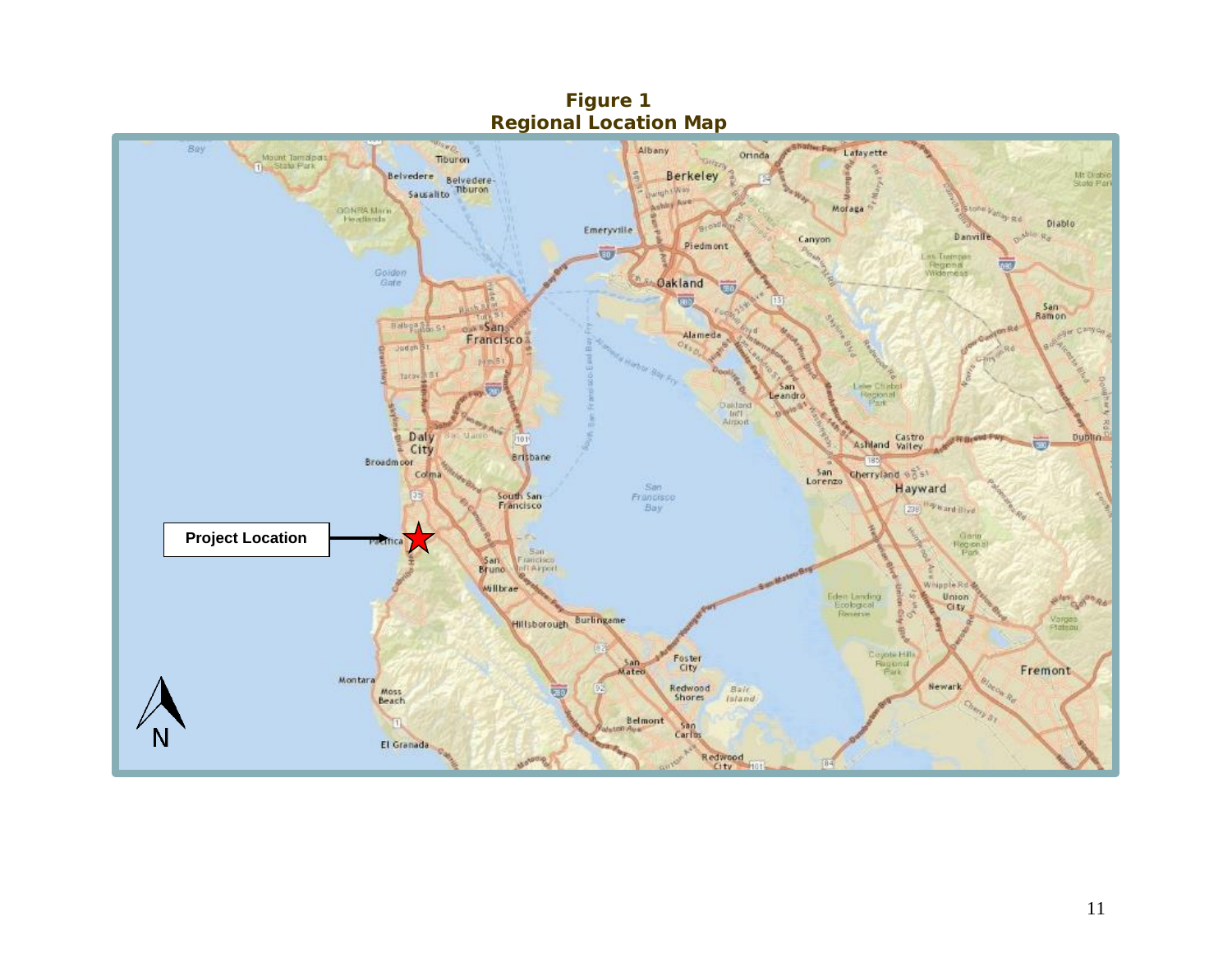**Figure 1**
**Regional Location Map**

Project Location

N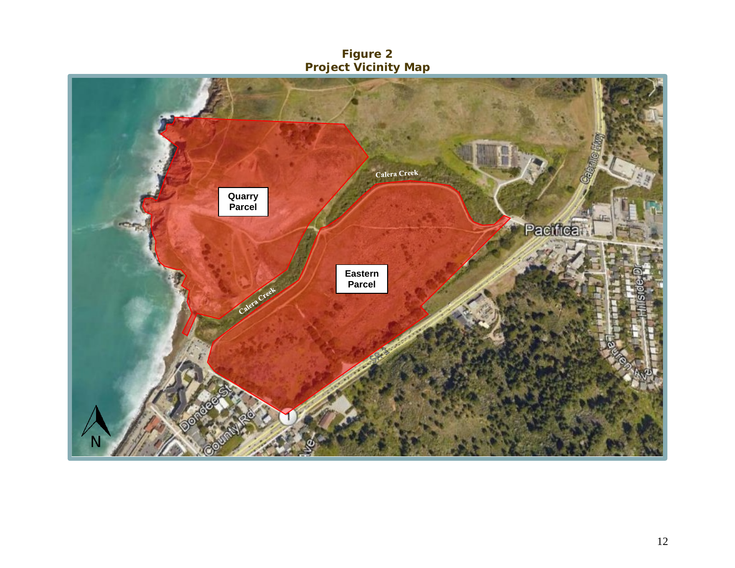**Figure 2**
**Project Vicinity Map**

Quarry Parcel

Eastern Parcel

Calera Creek

Calera Creek

Pacifica

Cabrillo Hwy

SR 1

Dondee St

County Rd

Hillside Dr

Lauren Ave

N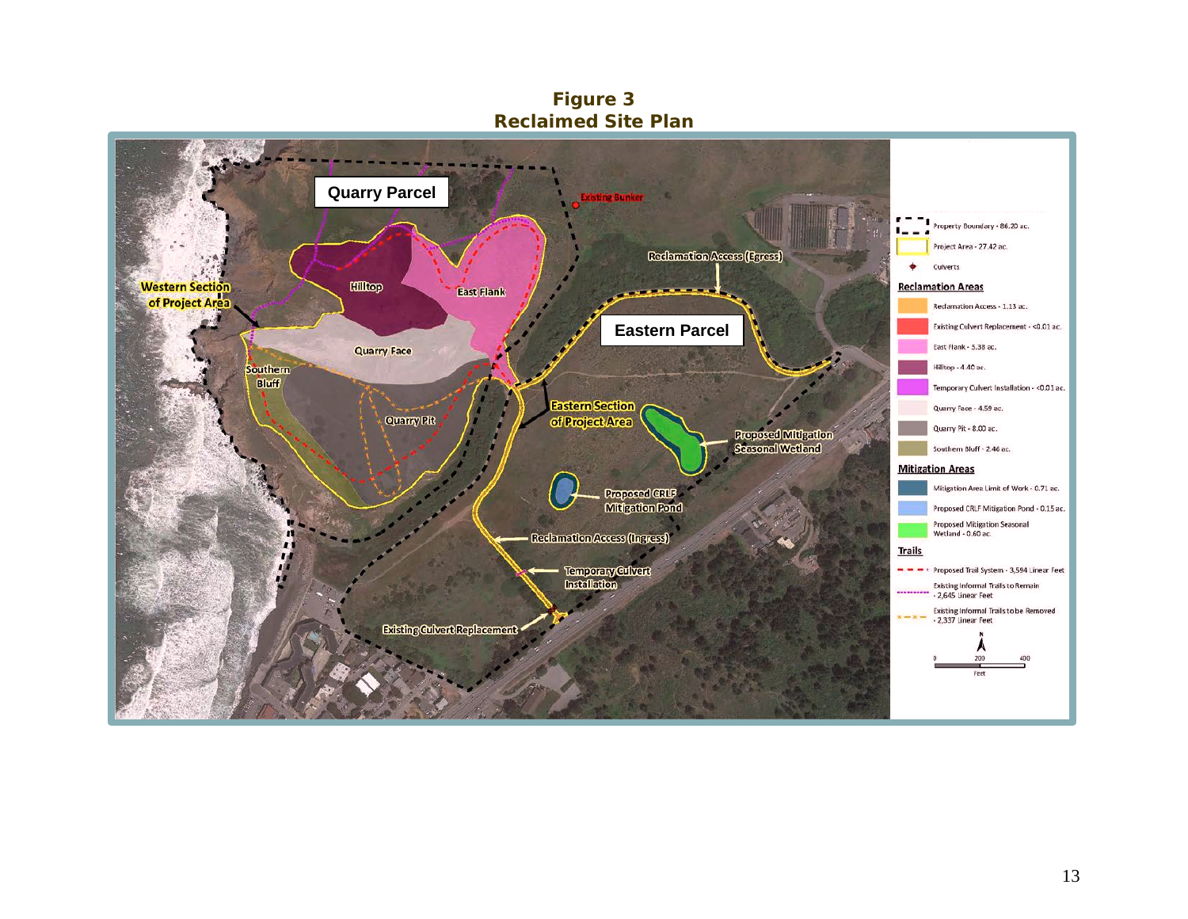**Figure 3**
**Reclaimed Site Plan**

Quarry Parcel

Existing Bunker

Reclamation Access (Egress)

Western Section of Project Area

Hilltop

East Flank

Eastern Parcel

Quarry Face

Southern Bluff

Eastern Section of Project Area

Quarry Pit

Proposed Mitigation Seasonal Wetland

Proposed CRLF Mitigation Pond

Reclamation Access (Ingress)

Temporary Culvert Installation

Existing Culvert Replacement

Property Boundary - 86.20 ac.

Project Area - 27.42 ac.

Culverts

**Reclamation Areas**

- Reclamation Access - 1.13 ac.
- Existing Culvert Replacement - <0.01 ac.
- East Flank - 5.38 ac.
- Hilltop - 4.40 ac.
- Temporary Culvert Installation - <0.01 ac.
- Quarry Face - 4.59 ac.
- Quarry Pit - 8.00 ac.
- Southern Bluff - 2.46 ac.

**Mitigation Areas**

- Mitigation Area Limit of Work - 0.71 ac.
- Proposed CRLF Mitigation Pond - 0.15 ac.
- Proposed Mitigation Seasonal Wetland - 0.60 ac.

**Trails**

- Proposed Trail System - 3,594 Linear Feet
- Existing Informal Trails to Remain - 2,645 Linear Feet
- Existing Informal Trails to be Removed - 2,337 Linear Feet

N

0 200 400

Feet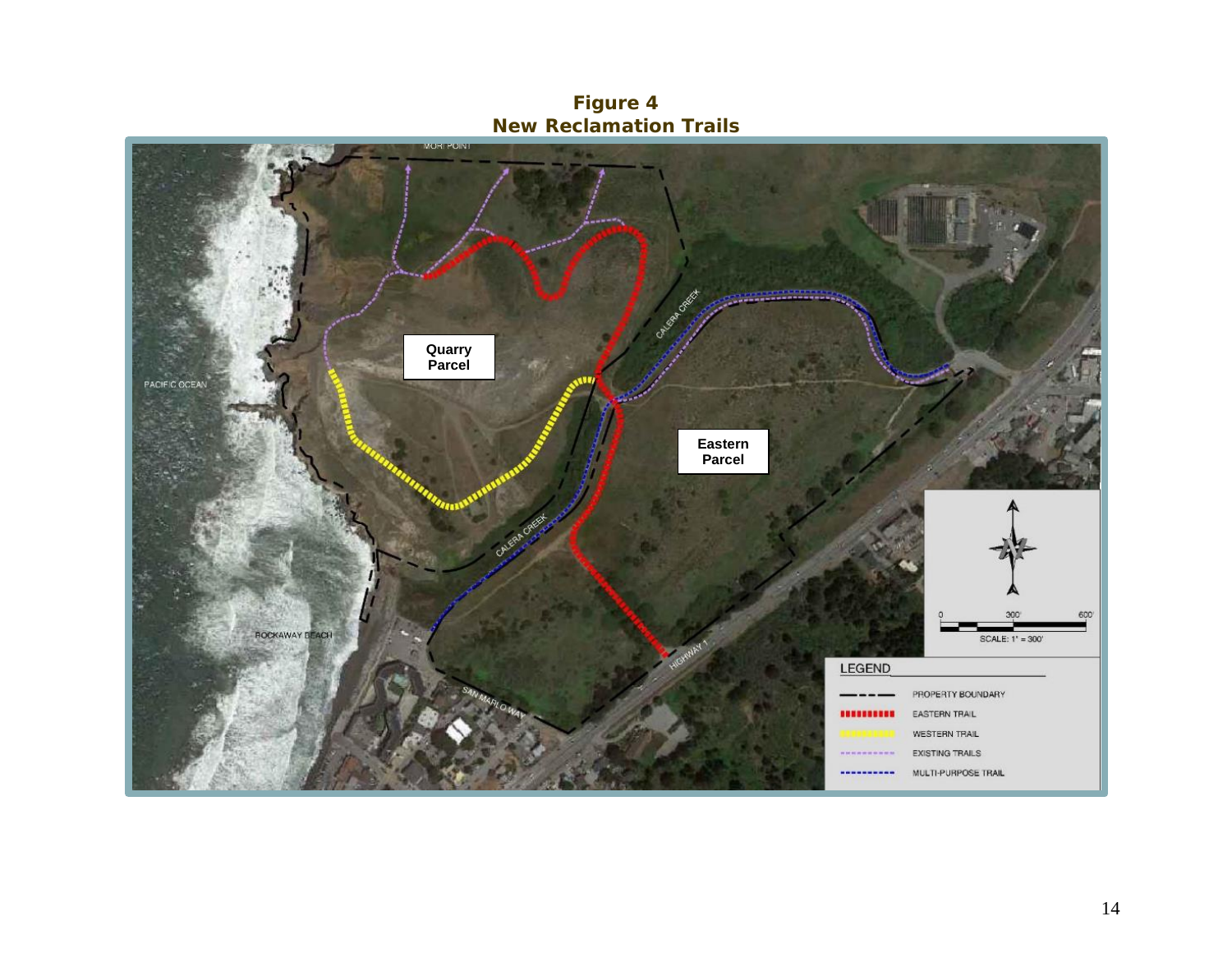**Figure 4**
**New Reclamation Trails**

MORI POINT

PACIFIC OCEAN

Quarry Parcel

Eastern Parcel

CALERA CREEK

CALERA CREEK

ROCKAWAY BEACH

SAN MARLO WAY

HIGHWAY 1

0 300' 600'
SCALE: 1" = 300'

LEGEND

PROPERTY BOUNDARY

EASTERN TRAIL

WESTERN TRAIL

EXISTING TRAILS

MULTI-PURPOSE TRAIL